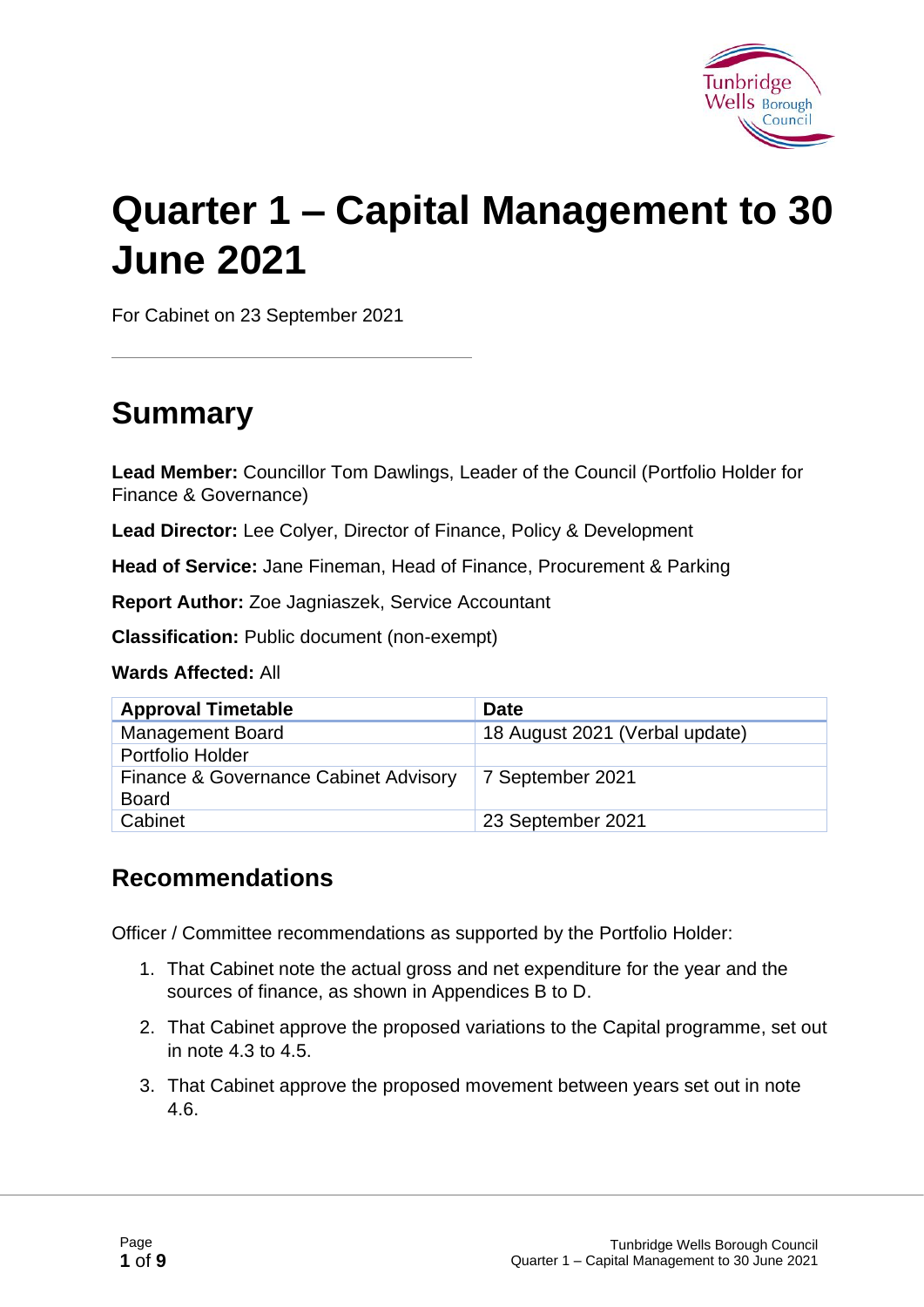# Quarter 1 – Capital Management to 30 June 2021

For Cabinet on 23 September 2021

## Summary

**Lead Member:** Councillor Tom Dawlings, Leader of the Council (Portfolio Holder for Finance & Governance)

**Lead Director:** Lee Colyer, Director of Finance, Policy & Development

**Head of Service:** Jane Fineman, Head of Finance, Procurement & Parking

**Report Author:** Zoe Jagniaszek, Service Accountant

**Classification:** Public document (non-exempt)

**Wards Affected:** All

| Approval Timetable | Date |
| --- | --- |
| Management Board | 18 August 2021 (Verbal update) |
| Portfolio Holder | |
| Finance & Governance Cabinet Advisory Board | 7 September 2021 |
| Cabinet | 23 September 2021 |

### Recommendations

Officer / Committee recommendations as supported by the Portfolio Holder:

1. That Cabinet note the actual gross and net expenditure for the year and the sources of finance, as shown in Appendices B to D.
2. That Cabinet approve the proposed variations to the Capital programme, set out in note 4.3 to 4.5.
3. That Cabinet approve the proposed movement between years set out in note 4.6.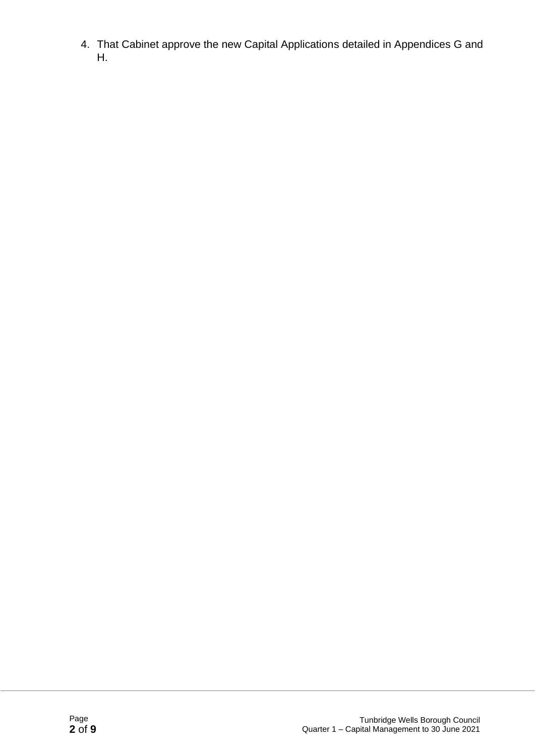4. That Cabinet approve the new Capital Applications detailed in Appendices G and H.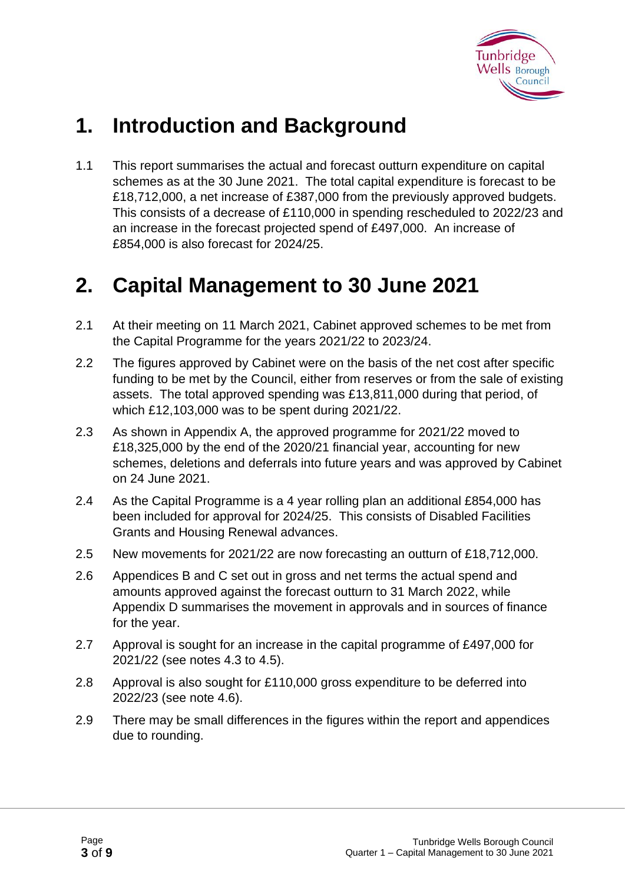# 1. Introduction and Background

1.1 This report summarises the actual and forecast outturn expenditure on capital schemes as at the 30 June 2021. The total capital expenditure is forecast to be £18,712,000, a net increase of £387,000 from the previously approved budgets. This consists of a decrease of £110,000 in spending rescheduled to 2022/23 and an increase in the forecast projected spend of £497,000. An increase of £854,000 is also forecast for 2024/25.

# 2. Capital Management to 30 June 2021

2.1 At their meeting on 11 March 2021, Cabinet approved schemes to be met from the Capital Programme for the years 2021/22 to 2023/24.

2.2 The figures approved by Cabinet were on the basis of the net cost after specific funding to be met by the Council, either from reserves or from the sale of existing assets. The total approved spending was £13,811,000 during that period, of which £12,103,000 was to be spent during 2021/22.

2.3 As shown in Appendix A, the approved programme for 2021/22 moved to £18,325,000 by the end of the 2020/21 financial year, accounting for new schemes, deletions and deferrals into future years and was approved by Cabinet on 24 June 2021.

2.4 As the Capital Programme is a 4 year rolling plan an additional £854,000 has been included for approval for 2024/25. This consists of Disabled Facilities Grants and Housing Renewal advances.

2.5 New movements for 2021/22 are now forecasting an outturn of £18,712,000.

2.6 Appendices B and C set out in gross and net terms the actual spend and amounts approved against the forecast outturn to 31 March 2022, while Appendix D summarises the movement in approvals and in sources of finance for the year.

2.7 Approval is sought for an increase in the capital programme of £497,000 for 2021/22 (see notes 4.3 to 4.5).

2.8 Approval is also sought for £110,000 gross expenditure to be deferred into 2022/23 (see note 4.6).

2.9 There may be small differences in the figures within the report and appendices due to rounding.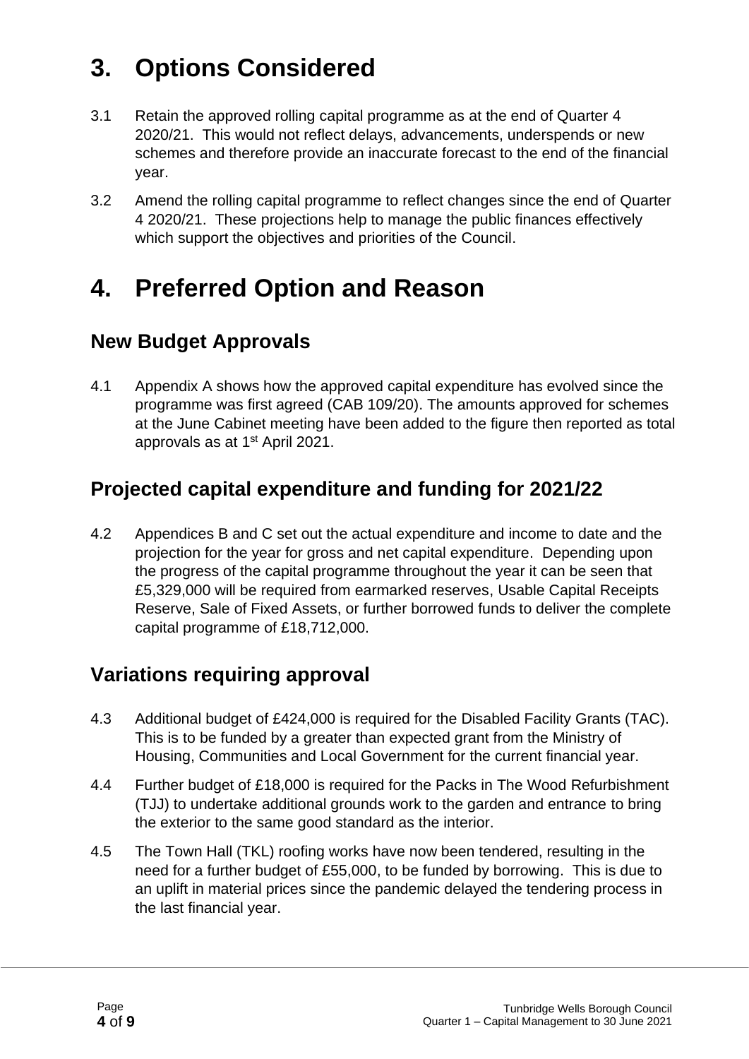# 3. Options Considered

3.1 Retain the approved rolling capital programme as at the end of Quarter 4 2020/21. This would not reflect delays, advancements, underspends or new schemes and therefore provide an inaccurate forecast to the end of the financial year.

3.2 Amend the rolling capital programme to reflect changes since the end of Quarter 4 2020/21. These projections help to manage the public finances effectively which support the objectives and priorities of the Council.

# 4. Preferred Option and Reason

## New Budget Approvals

4.1 Appendix A shows how the approved capital expenditure has evolved since the programme was first agreed (CAB 109/20). The amounts approved for schemes at the June Cabinet meeting have been added to the figure then reported as total approvals as at 1st April 2021.

## Projected capital expenditure and funding for 2021/22

4.2 Appendices B and C set out the actual expenditure and income to date and the projection for the year for gross and net capital expenditure. Depending upon the progress of the capital programme throughout the year it can be seen that £5,329,000 will be required from earmarked reserves, Usable Capital Receipts Reserve, Sale of Fixed Assets, or further borrowed funds to deliver the complete capital programme of £18,712,000.

## Variations requiring approval

4.3 Additional budget of £424,000 is required for the Disabled Facility Grants (TAC). This is to be funded by a greater than expected grant from the Ministry of Housing, Communities and Local Government for the current financial year.

4.4 Further budget of £18,000 is required for the Packs in The Wood Refurbishment (TJJ) to undertake additional grounds work to the garden and entrance to bring the exterior to the same good standard as the interior.

4.5 The Town Hall (TKL) roofing works have now been tendered, resulting in the need for a further budget of £55,000, to be funded by borrowing. This is due to an uplift in material prices since the pandemic delayed the tendering process in the last financial year.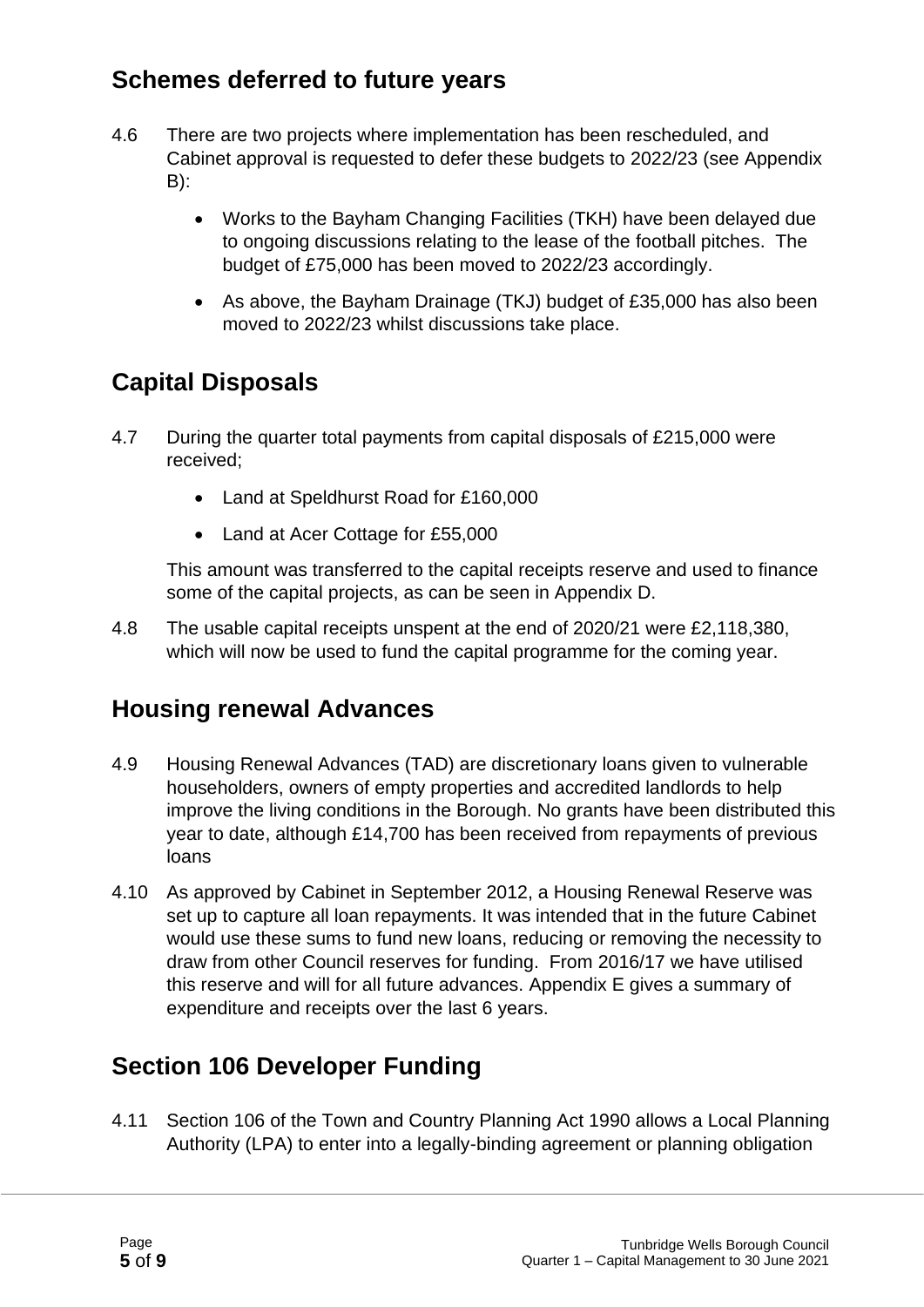## Schemes deferred to future years

4.6 There are two projects where implementation has been rescheduled, and Cabinet approval is requested to defer these budgets to 2022/23 (see Appendix B):

- Works to the Bayham Changing Facilities (TKH) have been delayed due to ongoing discussions relating to the lease of the football pitches. The budget of £75,000 has been moved to 2022/23 accordingly.
- As above, the Bayham Drainage (TKJ) budget of £35,000 has also been moved to 2022/23 whilst discussions take place.

## Capital Disposals

4.7 During the quarter total payments from capital disposals of £215,000 were received;

- Land at Speldhurst Road for £160,000
- Land at Acer Cottage for £55,000

This amount was transferred to the capital receipts reserve and used to finance some of the capital projects, as can be seen in Appendix D.

4.8 The usable capital receipts unspent at the end of 2020/21 were £2,118,380, which will now be used to fund the capital programme for the coming year.

## Housing renewal Advances

4.9 Housing Renewal Advances (TAD) are discretionary loans given to vulnerable householders, owners of empty properties and accredited landlords to help improve the living conditions in the Borough. No grants have been distributed this year to date, although £14,700 has been received from repayments of previous loans

4.10 As approved by Cabinet in September 2012, a Housing Renewal Reserve was set up to capture all loan repayments. It was intended that in the future Cabinet would use these sums to fund new loans, reducing or removing the necessity to draw from other Council reserves for funding. From 2016/17 we have utilised this reserve and will for all future advances. Appendix E gives a summary of expenditure and receipts over the last 6 years.

## Section 106 Developer Funding

4.11 Section 106 of the Town and Country Planning Act 1990 allows a Local Planning Authority (LPA) to enter into a legally-binding agreement or planning obligation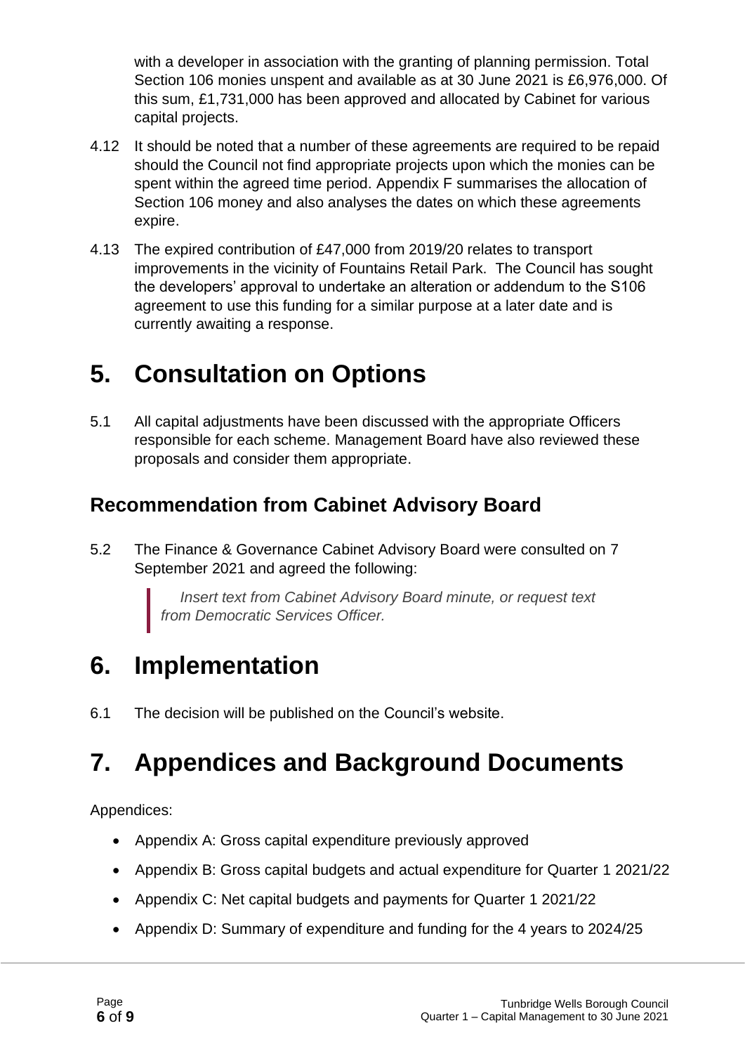with a developer in association with the granting of planning permission. Total Section 106 monies unspent and available as at 30 June 2021 is £6,976,000. Of this sum, £1,731,000 has been approved and allocated by Cabinet for various capital projects.

4.12 It should be noted that a number of these agreements are required to be repaid should the Council not find appropriate projects upon which the monies can be spent within the agreed time period. Appendix F summarises the allocation of Section 106 money and also analyses the dates on which these agreements expire.

4.13 The expired contribution of £47,000 from 2019/20 relates to transport improvements in the vicinity of Fountains Retail Park. The Council has sought the developers' approval to undertake an alteration or addendum to the S106 agreement to use this funding for a similar purpose at a later date and is currently awaiting a response.

# 5. Consultation on Options

5.1 All capital adjustments have been discussed with the appropriate Officers responsible for each scheme. Management Board have also reviewed these proposals and consider them appropriate.

## Recommendation from Cabinet Advisory Board

5.2 The Finance & Governance Cabinet Advisory Board were consulted on 7 September 2021 and agreed the following:

> *Insert text from Cabinet Advisory Board minute, or request text from Democratic Services Officer.*

# 6. Implementation

6.1 The decision will be published on the Council's website.

# 7. Appendices and Background Documents

Appendices:

- Appendix A: Gross capital expenditure previously approved
- Appendix B: Gross capital budgets and actual expenditure for Quarter 1 2021/22
- Appendix C: Net capital budgets and payments for Quarter 1 2021/22
- Appendix D: Summary of expenditure and funding for the 4 years to 2024/25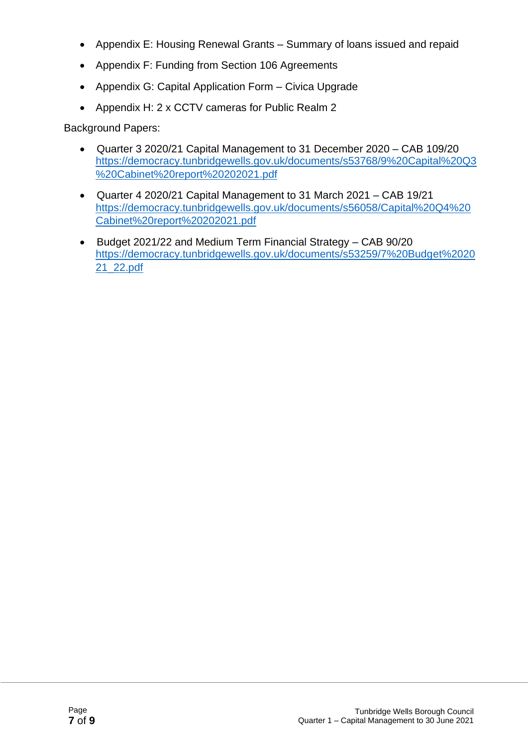- Appendix E: Housing Renewal Grants – Summary of loans issued and repaid
- Appendix F: Funding from Section 106 Agreements
- Appendix G: Capital Application Form – Civica Upgrade
- Appendix H: 2 x CCTV cameras for Public Realm 2

Background Papers:

- Quarter 3 2020/21 Capital Management to 31 December 2020 – CAB 109/20
  https://democracy.tunbridgewells.gov.uk/documents/s53768/9%20Capital%20Q3%20Cabinet%20report%20202021.pdf
- Quarter 4 2020/21 Capital Management to 31 March 2021 – CAB 19/21
  https://democracy.tunbridgewells.gov.uk/documents/s56058/Capital%20Q4%20Cabinet%20report%20202021.pdf
- Budget 2021/22 and Medium Term Financial Strategy – CAB 90/20
  https://democracy.tunbridgewells.gov.uk/documents/s53259/7%20Budget%202021_22.pdf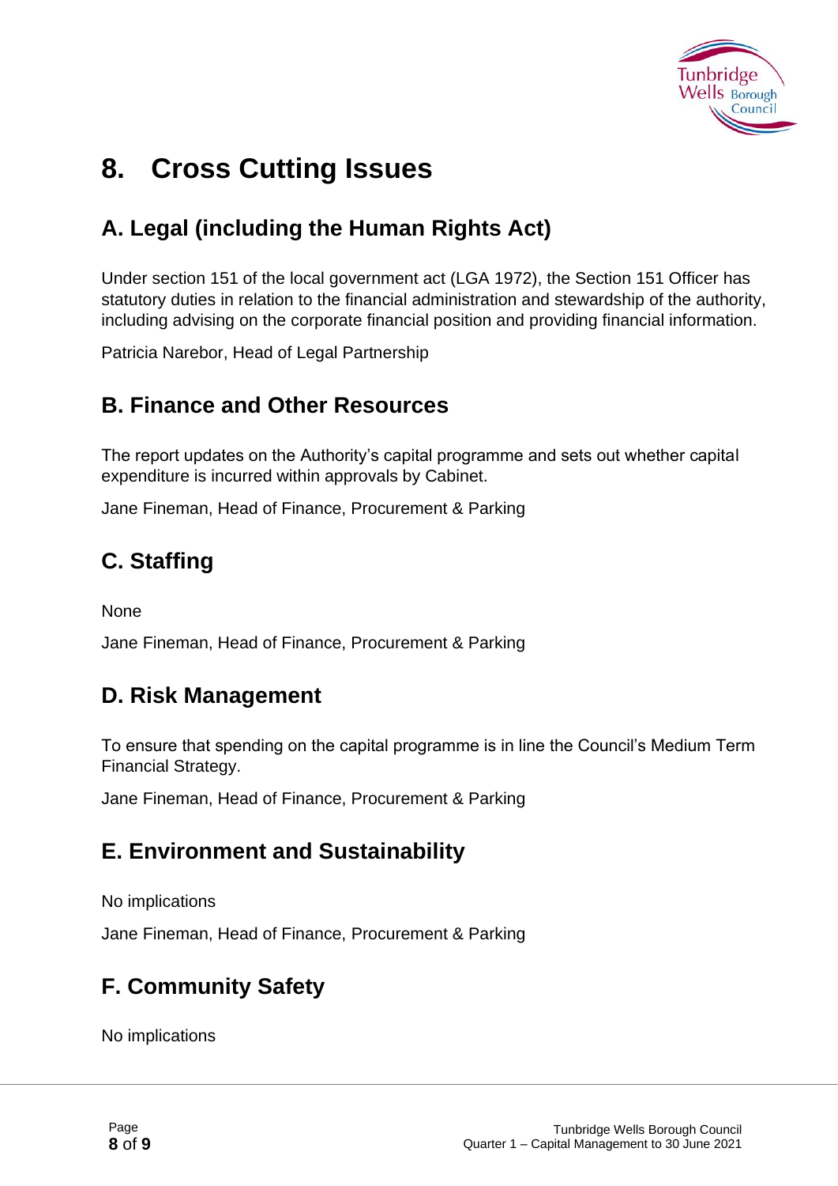# 8. Cross Cutting Issues

## A. Legal (including the Human Rights Act)

Under section 151 of the local government act (LGA 1972), the Section 151 Officer has statutory duties in relation to the financial administration and stewardship of the authority, including advising on the corporate financial position and providing financial information.

Patricia Narebor, Head of Legal Partnership

## B. Finance and Other Resources

The report updates on the Authority's capital programme and sets out whether capital expenditure is incurred within approvals by Cabinet.

Jane Fineman, Head of Finance, Procurement & Parking

## C. Staffing

None

Jane Fineman, Head of Finance, Procurement & Parking

## D. Risk Management

To ensure that spending on the capital programme is in line the Council's Medium Term Financial Strategy.

Jane Fineman, Head of Finance, Procurement & Parking

## E. Environment and Sustainability

No implications

Jane Fineman, Head of Finance, Procurement & Parking

## F. Community Safety

No implications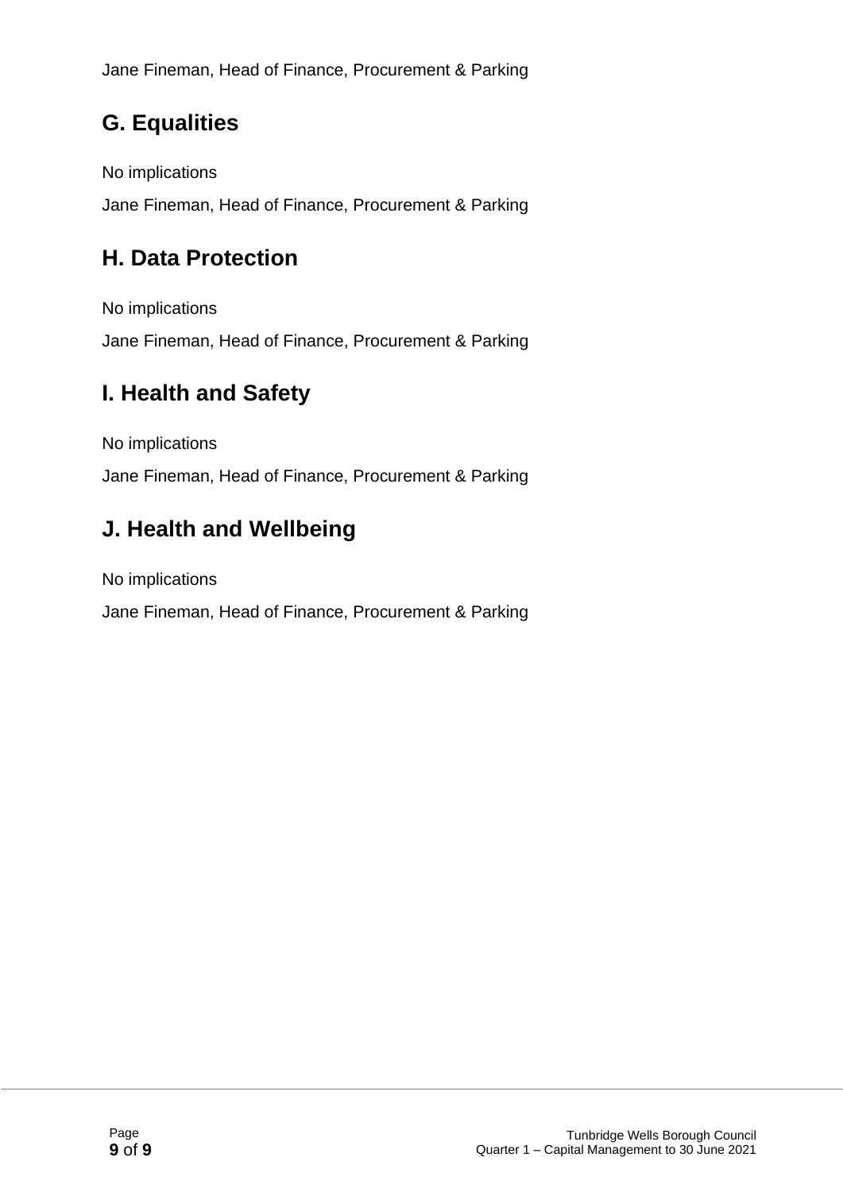Jane Fineman, Head of Finance, Procurement & Parking

## G. Equalities

No implications

Jane Fineman, Head of Finance, Procurement & Parking

## H. Data Protection

No implications

Jane Fineman, Head of Finance, Procurement & Parking

## I. Health and Safety

No implications

Jane Fineman, Head of Finance, Procurement & Parking

## J. Health and Wellbeing

No implications

Jane Fineman, Head of Finance, Procurement & Parking